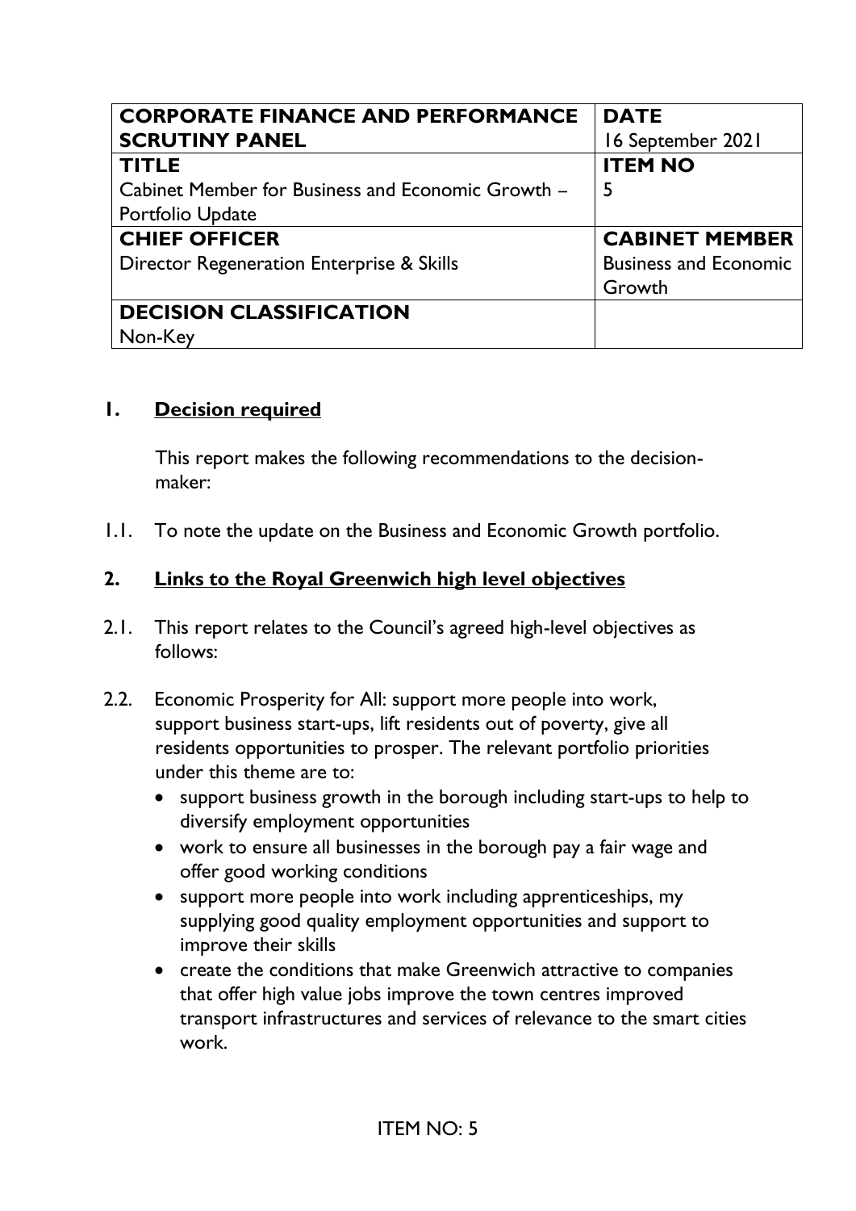| CORPORATE FINANCE AND PERFORMANCE SCRUTINY PANEL | DATE 16 September 2021 |
| --- | --- |
| **TITLE** Cabinet Member for Business and Economic Growth – Portfolio Update | **ITEM NO** 5 |
| **CHIEF OFFICER** Director Regeneration Enterprise & Skills | **CABINET MEMBER** Business and Economic Growth |
| **DECISION CLASSIFICATION** Non-Key | |

## 1. Decision required

This report makes the following recommendations to the decision-maker:

1.1. To note the update on the Business and Economic Growth portfolio.

## 2. Links to the Royal Greenwich high level objectives

2.1. This report relates to the Council's agreed high-level objectives as follows:

2.2. Economic Prosperity for All: support more people into work, support business start-ups, lift residents out of poverty, give all residents opportunities to prosper. The relevant portfolio priorities under this theme are to:

- support business growth in the borough including start-ups to help to diversify employment opportunities
- work to ensure all businesses in the borough pay a fair wage and offer good working conditions
- support more people into work including apprenticeships, my supplying good quality employment opportunities and support to improve their skills
- create the conditions that make Greenwich attractive to companies that offer high value jobs improve the town centres improved transport infrastructures and services of relevance to the smart cities work.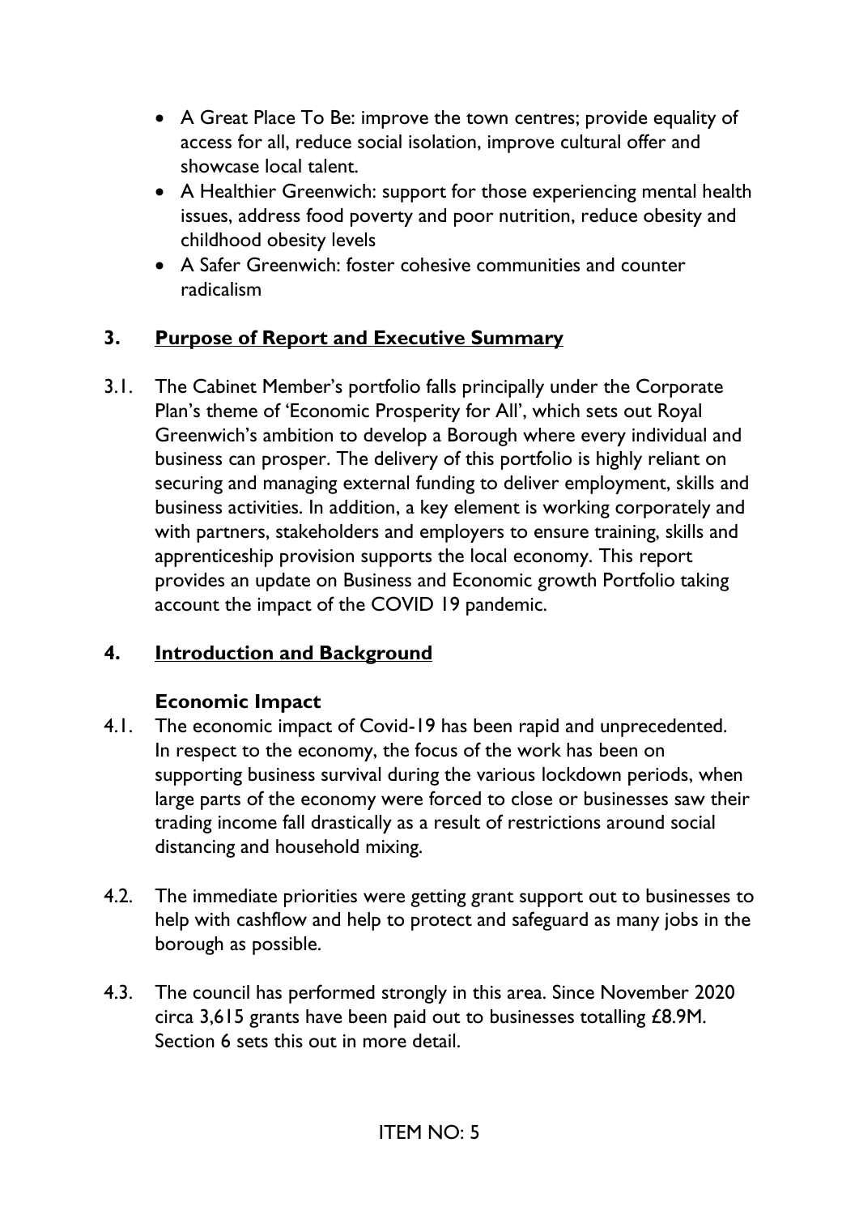- A Great Place To Be: improve the town centres; provide equality of access for all, reduce social isolation, improve cultural offer and showcase local talent.
- A Healthier Greenwich: support for those experiencing mental health issues, address food poverty and poor nutrition, reduce obesity and childhood obesity levels
- A Safer Greenwich: foster cohesive communities and counter radicalism

## 3. Purpose of Report and Executive Summary

3.1. The Cabinet Member's portfolio falls principally under the Corporate Plan's theme of 'Economic Prosperity for All', which sets out Royal Greenwich's ambition to develop a Borough where every individual and business can prosper. The delivery of this portfolio is highly reliant on securing and managing external funding to deliver employment, skills and business activities. In addition, a key element is working corporately and with partners, stakeholders and employers to ensure training, skills and apprenticeship provision supports the local economy. This report provides an update on Business and Economic growth Portfolio taking account the impact of the COVID 19 pandemic.

## 4. Introduction and Background

### Economic Impact

4.1. The economic impact of Covid-19 has been rapid and unprecedented. In respect to the economy, the focus of the work has been on supporting business survival during the various lockdown periods, when large parts of the economy were forced to close or businesses saw their trading income fall drastically as a result of restrictions around social distancing and household mixing.

4.2. The immediate priorities were getting grant support out to businesses to help with cashflow and help to protect and safeguard as many jobs in the borough as possible.

4.3. The council has performed strongly in this area. Since November 2020 circa 3,615 grants have been paid out to businesses totalling £8.9M. Section 6 sets this out in more detail.

ITEM NO: 5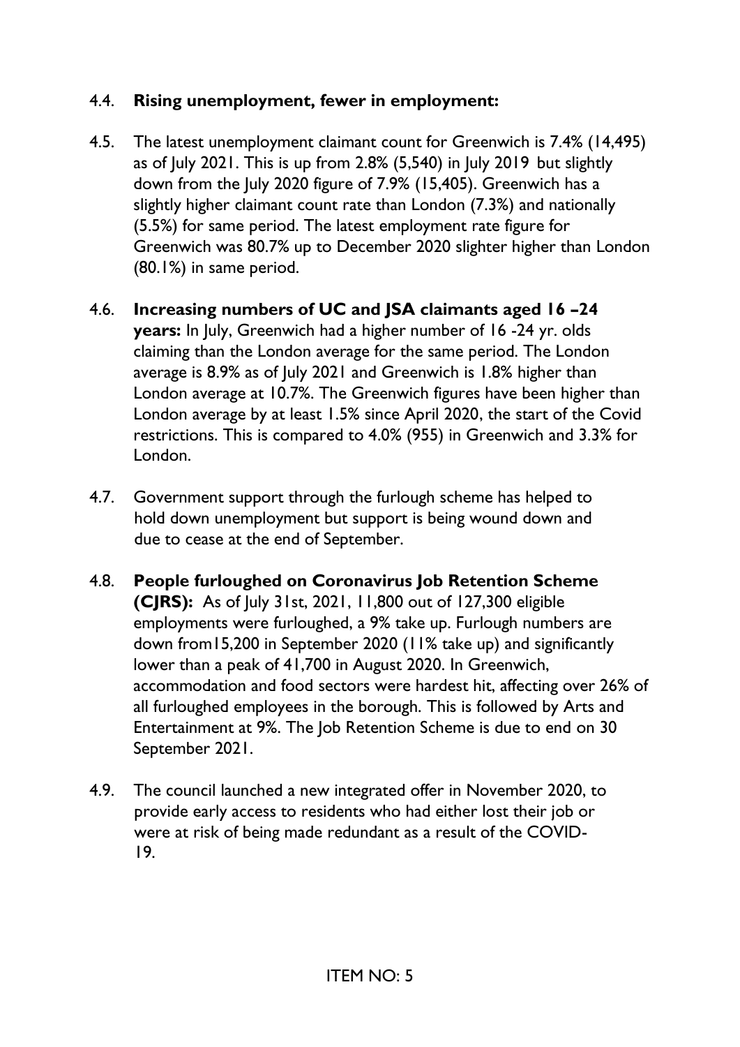4.4. **Rising unemployment, fewer in employment:**

4.5. The latest unemployment claimant count for Greenwich is 7.4% (14,495) as of July 2021. This is up from 2.8% (5,540) in July 2019 but slightly down from the July 2020 figure of 7.9% (15,405). Greenwich has a slightly higher claimant count rate than London (7.3%) and nationally (5.5%) for same period. The latest employment rate figure for Greenwich was 80.7% up to December 2020 slighter higher than London (80.1%) in same period.

4.6. **Increasing numbers of UC and JSA claimants aged 16 –24 years:** In July, Greenwich had a higher number of 16 -24 yr. olds claiming than the London average for the same period. The London average is 8.9% as of July 2021 and Greenwich is 1.8% higher than London average at 10.7%. The Greenwich figures have been higher than London average by at least 1.5% since April 2020, the start of the Covid restrictions. This is compared to 4.0% (955) in Greenwich and 3.3% for London.

4.7. Government support through the furlough scheme has helped to hold down unemployment but support is being wound down and due to cease at the end of September.

4.8. **People furloughed on Coronavirus Job Retention Scheme (CJRS):** As of July 31st, 2021, 11,800 out of 127,300 eligible employments were furloughed, a 9% take up. Furlough numbers are down from15,200 in September 2020 (11% take up) and significantly lower than a peak of 41,700 in August 2020. In Greenwich, accommodation and food sectors were hardest hit, affecting over 26% of all furloughed employees in the borough. This is followed by Arts and Entertainment at 9%. The Job Retention Scheme is due to end on 30 September 2021.

4.9. The council launched a new integrated offer in November 2020, to provide early access to residents who had either lost their job or were at risk of being made redundant as a result of the COVID-19.

ITEM NO: 5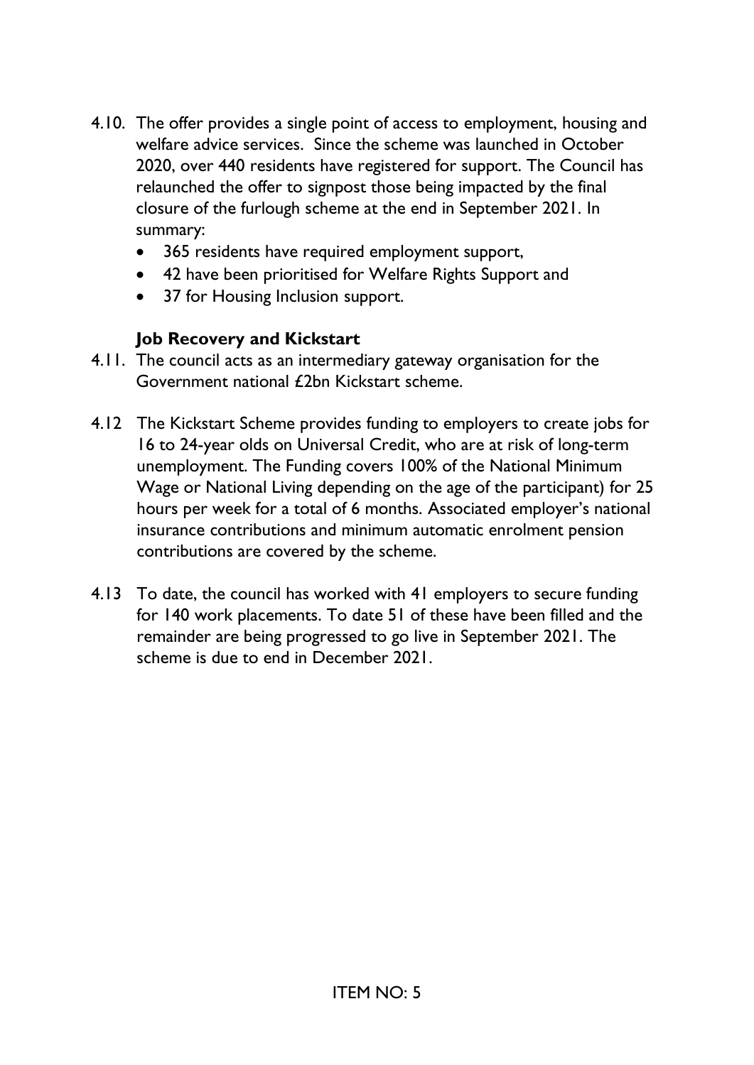4.10. The offer provides a single point of access to employment, housing and welfare advice services. Since the scheme was launched in October 2020, over 440 residents have registered for support. The Council has relaunched the offer to signpost those being impacted by the final closure of the furlough scheme at the end in September 2021. In summary:

- 365 residents have required employment support,
- 42 have been prioritised for Welfare Rights Support and
- 37 for Housing Inclusion support.

**Job Recovery and Kickstart**

4.11. The council acts as an intermediary gateway organisation for the Government national £2bn Kickstart scheme.

4.12 The Kickstart Scheme provides funding to employers to create jobs for 16 to 24-year olds on Universal Credit, who are at risk of long-term unemployment. The Funding covers 100% of the National Minimum Wage or National Living depending on the age of the participant) for 25 hours per week for a total of 6 months. Associated employer's national insurance contributions and minimum automatic enrolment pension contributions are covered by the scheme.

4.13 To date, the council has worked with 41 employers to secure funding for 140 work placements. To date 51 of these have been filled and the remainder are being progressed to go live in September 2021. The scheme is due to end in December 2021.

ITEM NO: 5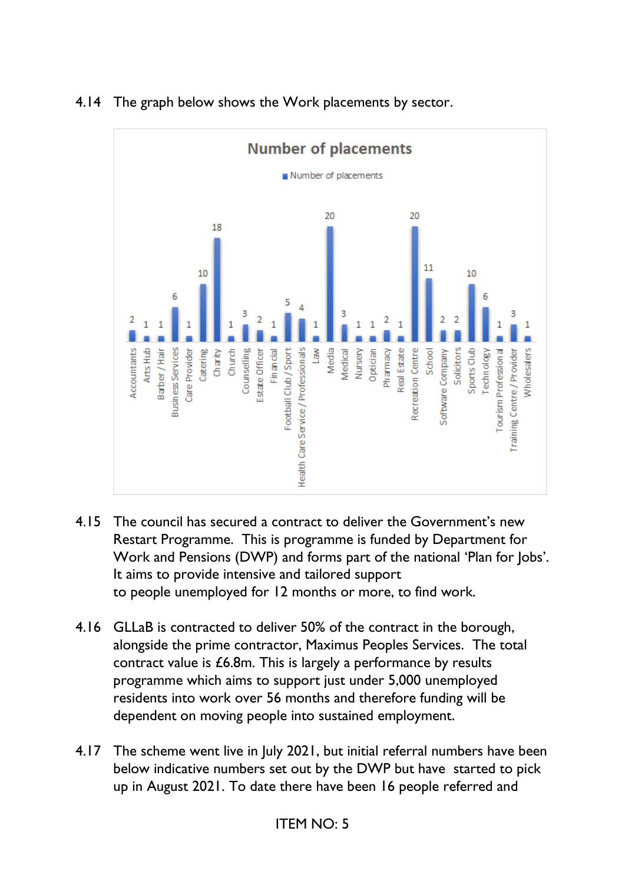4.14 The graph below shows the Work placements by sector.

**Number of placements**

| Sector | Number of placements |
|---|---|
| Accountants | 2 |
| Arts Hub | 1 |
| Barber / Hair | 1 |
| Business Services | 6 |
| Care Provider | 1 |
| Catering | 10 |
| Charity | 18 |
| Church | 1 |
| Counselling | 3 |
| Estate Officer | 2 |
| Financial | 1 |
| Football Club / Sport | 5 |
| Health Care Service / Professionals | 4 |
| Law | 1 |
| Media | 20 |
| Medical | 3 |
| Nursery | 1 |
| Optician | 1 |
| Pharmacy | 2 |
| Real Estate | 1 |
| Recreation Centre | 20 |
| School | 11 |
| Software Company | 2 |
| Solicitors | 2 |
| Sports Club | 10 |
| Technology | 6 |
| Tourism Professional | 1 |
| Training Centre / Provider | 3 |
| Wholesalers | 1 |

4.15 The council has secured a contract to deliver the Government's new Restart Programme. This is programme is funded by Department for Work and Pensions (DWP) and forms part of the national 'Plan for Jobs'. It aims to provide intensive and tailored support to people unemployed for 12 months or more, to find work.

4.16 GLLaB is contracted to deliver 50% of the contract in the borough, alongside the prime contractor, Maximus Peoples Services. The total contract value is £6.8m. This is largely a performance by results programme which aims to support just under 5,000 unemployed residents into work over 56 months and therefore funding will be dependent on moving people into sustained employment.

4.17 The scheme went live in July 2021, but initial referral numbers have been below indicative numbers set out by the DWP but have started to pick up in August 2021. To date there have been 16 people referred and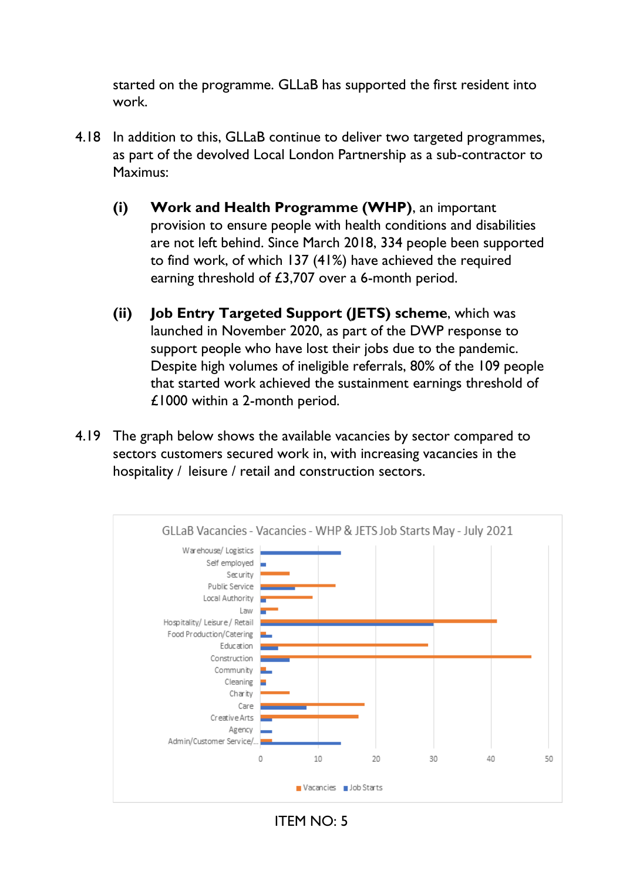started on the programme. GLLaB has supported the first resident into work.

4.18 In addition to this, GLLaB continue to deliver two targeted programmes, as part of the devolved Local London Partnership as a sub-contractor to Maximus:

**(i) Work and Health Programme (WHP)**, an important provision to ensure people with health conditions and disabilities are not left behind. Since March 2018, 334 people been supported to find work, of which 137 (41%) have achieved the required earning threshold of £3,707 over a 6-month period.

**(ii) Job Entry Targeted Support (JETS) scheme**, which was launched in November 2020, as part of the DWP response to support people who have lost their jobs due to the pandemic. Despite high volumes of ineligible referrals, 80% of the 109 people that started work achieved the sustainment earnings threshold of £1000 within a 2-month period.

4.19 The graph below shows the available vacancies by sector compared to sectors customers secured work in, with increasing vacancies in the hospitality / leisure / retail and construction sectors.

GLLaB Vacancies - Vacancies - WHP & JETS Job Starts May - July 2021

Sectors: Warehouse/ Logistics; Self employed; Security; Public Service; Local Authority; Law; Hospitality/ Leisure / Retail; Food Production/Catering; Education; Construction; Community; Cleaning; Charity; Care; Creative Arts; Agency; Admin/Customer Service/...

Legend: Vacancies, Job Starts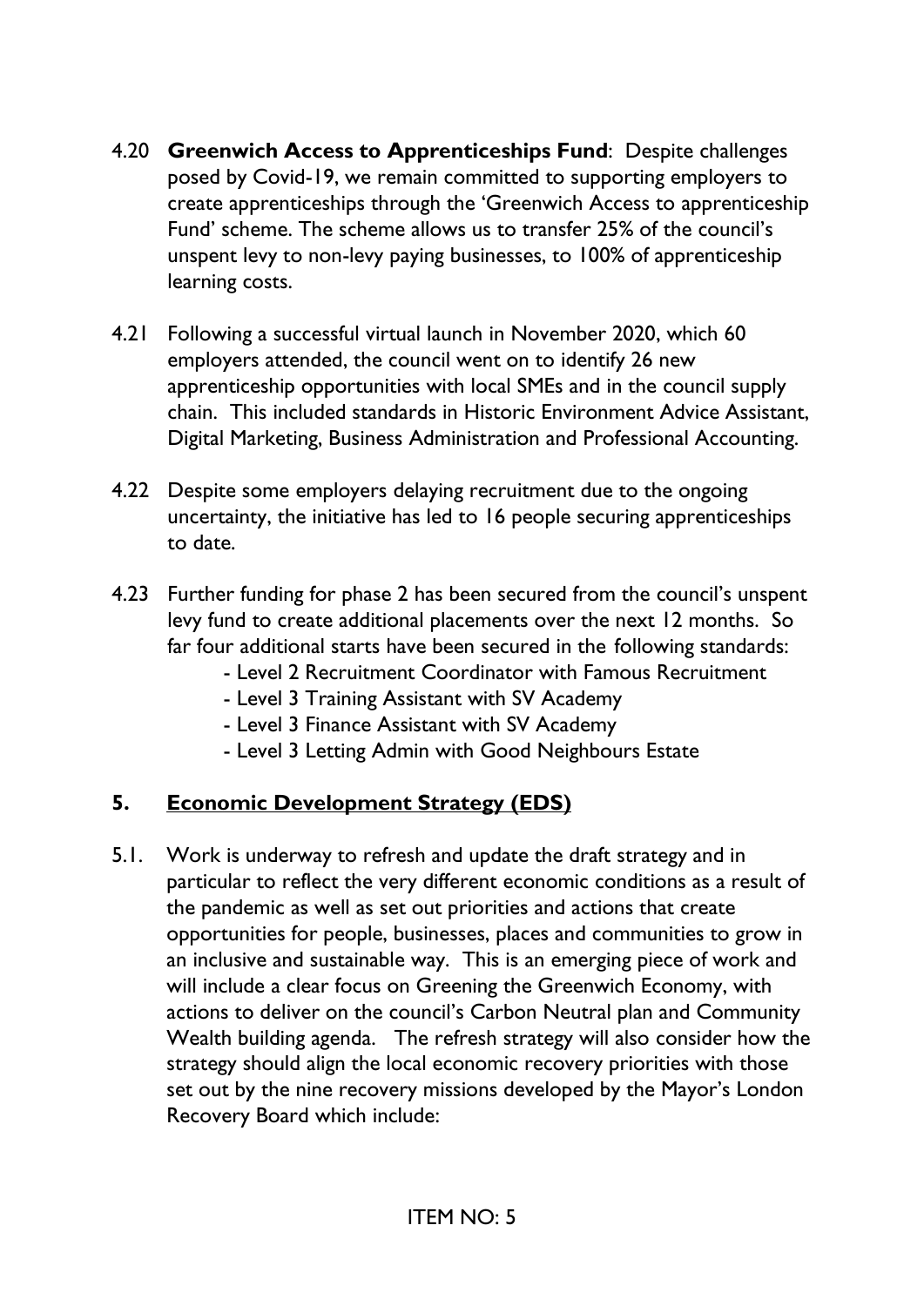4.20 **Greenwich Access to Apprenticeships Fund**: Despite challenges posed by Covid-19, we remain committed to supporting employers to create apprenticeships through the 'Greenwich Access to apprenticeship Fund' scheme. The scheme allows us to transfer 25% of the council's unspent levy to non-levy paying businesses, to 100% of apprenticeship learning costs.

4.21 Following a successful virtual launch in November 2020, which 60 employers attended, the council went on to identify 26 new apprenticeship opportunities with local SMEs and in the council supply chain. This included standards in Historic Environment Advice Assistant, Digital Marketing, Business Administration and Professional Accounting.

4.22 Despite some employers delaying recruitment due to the ongoing uncertainty, the initiative has led to 16 people securing apprenticeships to date.

4.23 Further funding for phase 2 has been secured from the council's unspent levy fund to create additional placements over the next 12 months. So far four additional starts have been secured in the following standards:

- Level 2 Recruitment Coordinator with Famous Recruitment
- Level 3 Training Assistant with SV Academy
- Level 3 Finance Assistant with SV Academy
- Level 3 Letting Admin with Good Neighbours Estate

## 5. Economic Development Strategy (EDS)

5.1. Work is underway to refresh and update the draft strategy and in particular to reflect the very different economic conditions as a result of the pandemic as well as set out priorities and actions that create opportunities for people, businesses, places and communities to grow in an inclusive and sustainable way. This is an emerging piece of work and will include a clear focus on Greening the Greenwich Economy, with actions to deliver on the council's Carbon Neutral plan and Community Wealth building agenda. The refresh strategy will also consider how the strategy should align the local economic recovery priorities with those set out by the nine recovery missions developed by the Mayor's London Recovery Board which include: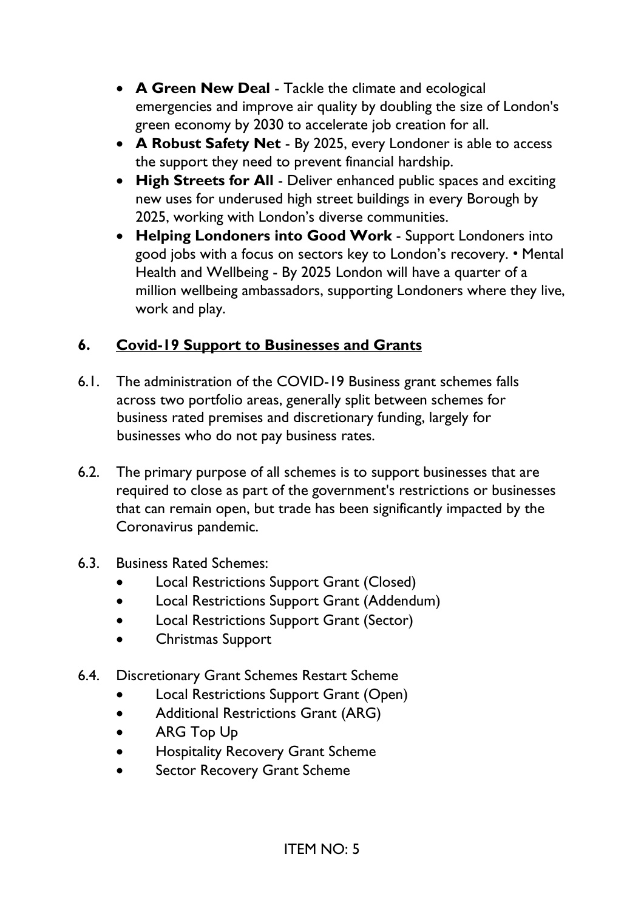- **A Green New Deal** - Tackle the climate and ecological emergencies and improve air quality by doubling the size of London's green economy by 2030 to accelerate job creation for all.
- **A Robust Safety Net** - By 2025, every Londoner is able to access the support they need to prevent financial hardship.
- **High Streets for All** - Deliver enhanced public spaces and exciting new uses for underused high street buildings in every Borough by 2025, working with London's diverse communities.
- **Helping Londoners into Good Work** - Support Londoners into good jobs with a focus on sectors key to London's recovery. • Mental Health and Wellbeing - By 2025 London will have a quarter of a million wellbeing ambassadors, supporting Londoners where they live, work and play.

## 6. Covid-19 Support to Businesses and Grants

6.1. The administration of the COVID-19 Business grant schemes falls across two portfolio areas, generally split between schemes for business rated premises and discretionary funding, largely for businesses who do not pay business rates.

6.2. The primary purpose of all schemes is to support businesses that are required to close as part of the government's restrictions or businesses that can remain open, but trade has been significantly impacted by the Coronavirus pandemic.

6.3. Business Rated Schemes:

- Local Restrictions Support Grant (Closed)
- Local Restrictions Support Grant (Addendum)
- Local Restrictions Support Grant (Sector)
- Christmas Support

6.4. Discretionary Grant Schemes Restart Scheme

- Local Restrictions Support Grant (Open)
- Additional Restrictions Grant (ARG)
- ARG Top Up
- Hospitality Recovery Grant Scheme
- Sector Recovery Grant Scheme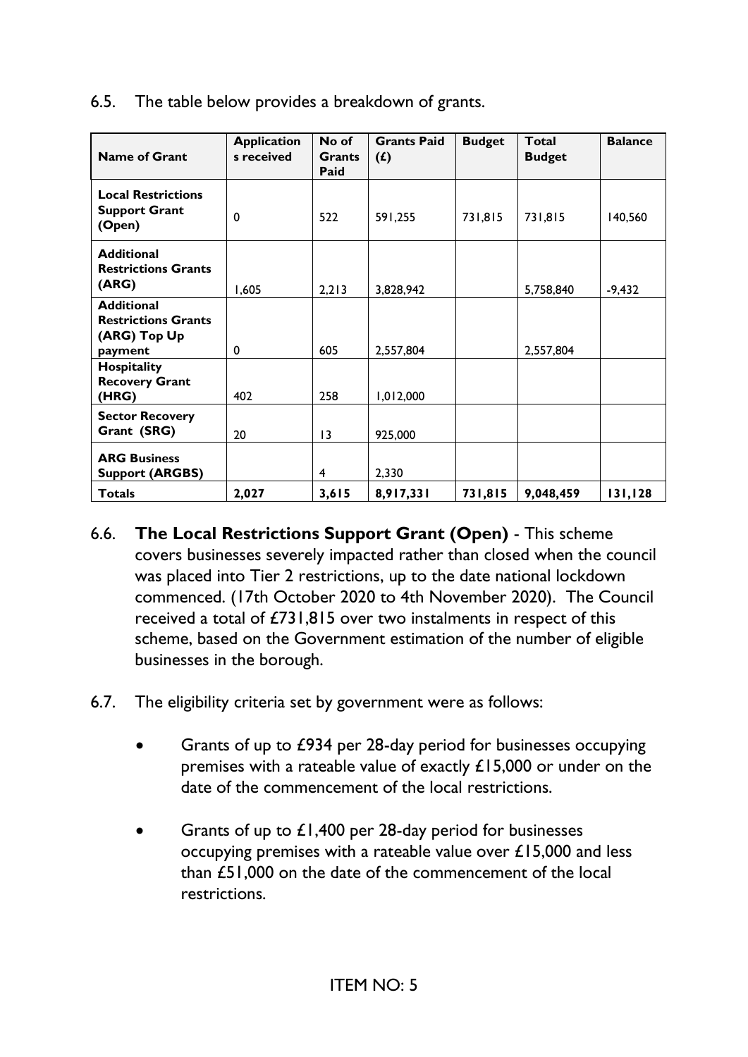6.5. The table below provides a breakdown of grants.

| Name of Grant | Applications received | No of Grants Paid | Grants Paid (£) | Budget | Total Budget | Balance |
|---|---|---|---|---|---|---|
| **Local Restrictions Support Grant (Open)** | 0 | 522 | 591,255 | 731,815 | 731,815 | 140,560 |
| **Additional Restrictions Grants (ARG)** | 1,605 | 2,213 | 3,828,942 | | 5,758,840 | -9,432 |
| **Additional Restrictions Grants (ARG) Top Up payment** | 0 | 605 | 2,557,804 | | 2,557,804 | |
| **Hospitality Recovery Grant (HRG)** | 402 | 258 | 1,012,000 | | | |
| **Sector Recovery Grant (SRG)** | 20 | 13 | 925,000 | | | |
| **ARG Business Support (ARGBS)** | | 4 | 2,330 | | | |
| **Totals** | **2,027** | **3,615** | **8,917,331** | **731,815** | **9,048,459** | **131,128** |

6.6. **The Local Restrictions Support Grant (Open)** - This scheme covers businesses severely impacted rather than closed when the council was placed into Tier 2 restrictions, up to the date national lockdown commenced. (17th October 2020 to 4th November 2020). The Council received a total of £731,815 over two instalments in respect of this scheme, based on the Government estimation of the number of eligible businesses in the borough.

6.7. The eligibility criteria set by government were as follows:

- Grants of up to £934 per 28-day period for businesses occupying premises with a rateable value of exactly £15,000 or under on the date of the commencement of the local restrictions.

- Grants of up to £1,400 per 28-day period for businesses occupying premises with a rateable value over £15,000 and less than £51,000 on the date of the commencement of the local restrictions.

ITEM NO: 5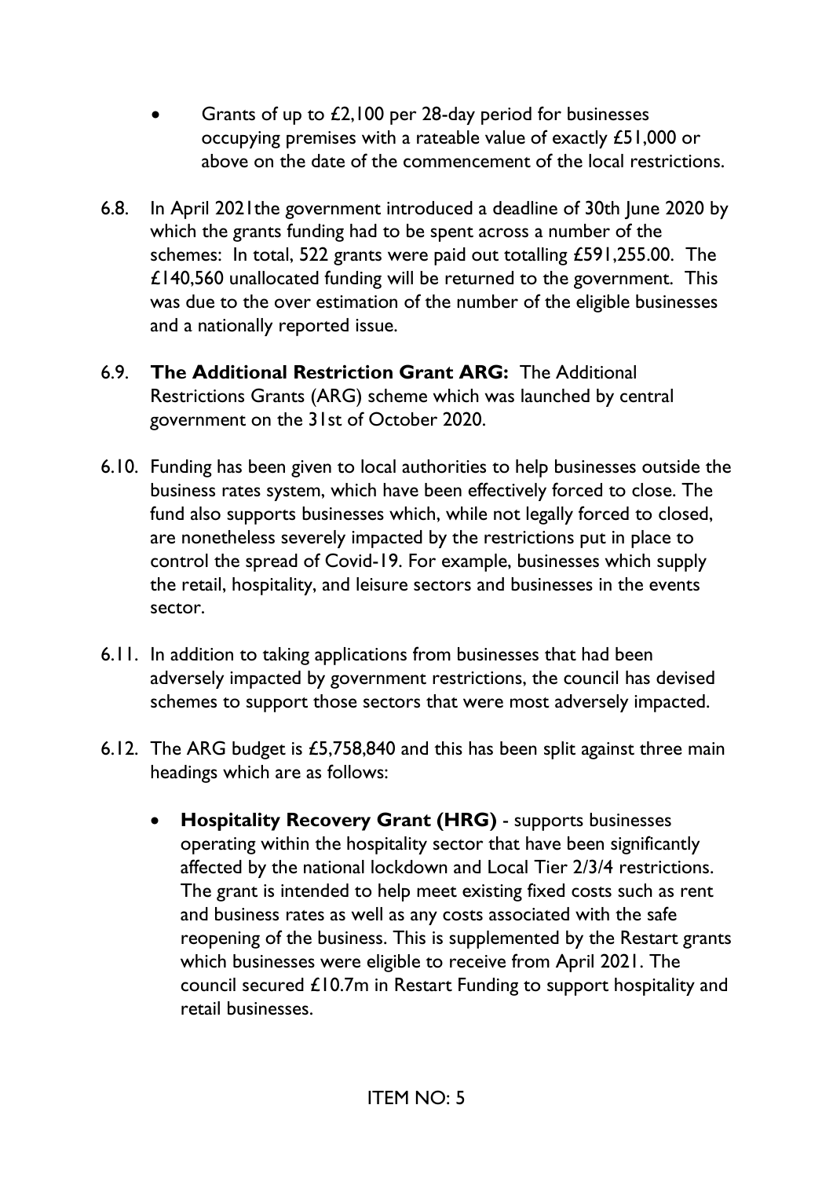- Grants of up to £2,100 per 28-day period for businesses occupying premises with a rateable value of exactly £51,000 or above on the date of the commencement of the local restrictions.

6.8. In April 2021the government introduced a deadline of 30th June 2020 by which the grants funding had to be spent across a number of the schemes: In total, 522 grants were paid out totalling £591,255.00. The £140,560 unallocated funding will be returned to the government. This was due to the over estimation of the number of the eligible businesses and a nationally reported issue.

6.9. **The Additional Restriction Grant ARG:** The Additional Restrictions Grants (ARG) scheme which was launched by central government on the 31st of October 2020.

6.10. Funding has been given to local authorities to help businesses outside the business rates system, which have been effectively forced to close. The fund also supports businesses which, while not legally forced to closed, are nonetheless severely impacted by the restrictions put in place to control the spread of Covid-19. For example, businesses which supply the retail, hospitality, and leisure sectors and businesses in the events sector.

6.11. In addition to taking applications from businesses that had been adversely impacted by government restrictions, the council has devised schemes to support those sectors that were most adversely impacted.

6.12. The ARG budget is £5,758,840 and this has been split against three main headings which are as follows:

- **Hospitality Recovery Grant (HRG)** - supports businesses operating within the hospitality sector that have been significantly affected by the national lockdown and Local Tier 2/3/4 restrictions. The grant is intended to help meet existing fixed costs such as rent and business rates as well as any costs associated with the safe reopening of the business. This is supplemented by the Restart grants which businesses were eligible to receive from April 2021. The council secured £10.7m in Restart Funding to support hospitality and retail businesses.

ITEM NO: 5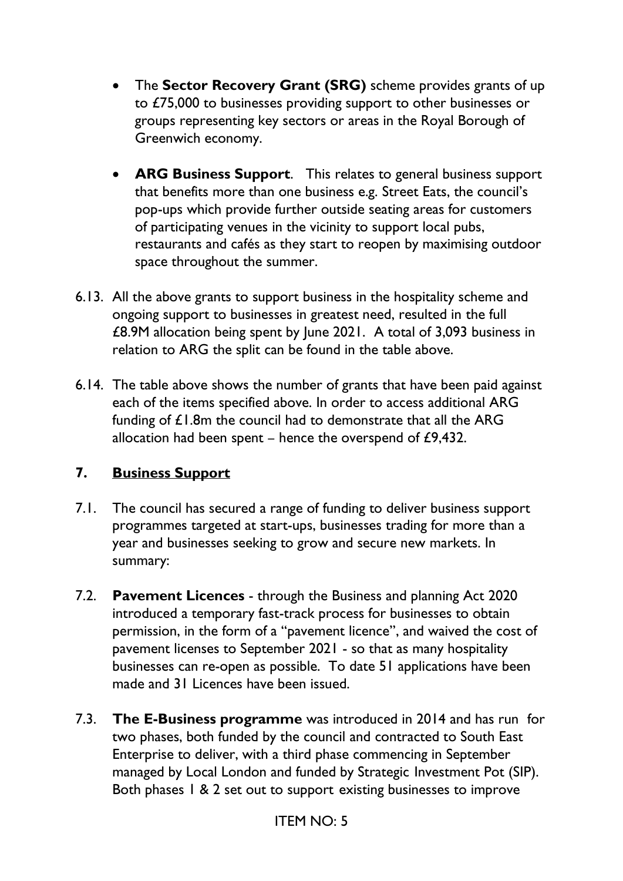- The **Sector Recovery Grant (SRG)** scheme provides grants of up to £75,000 to businesses providing support to other businesses or groups representing key sectors or areas in the Royal Borough of Greenwich economy.

- **ARG Business Support**. This relates to general business support that benefits more than one business e.g. Street Eats, the council's pop-ups which provide further outside seating areas for customers of participating venues in the vicinity to support local pubs, restaurants and cafés as they start to reopen by maximising outdoor space throughout the summer.

6.13. All the above grants to support business in the hospitality scheme and ongoing support to businesses in greatest need, resulted in the full £8.9M allocation being spent by June 2021. A total of 3,093 business in relation to ARG the split can be found in the table above.

6.14. The table above shows the number of grants that have been paid against each of the items specified above. In order to access additional ARG funding of £1.8m the council had to demonstrate that all the ARG allocation had been spent – hence the overspend of £9,432.

## 7. Business Support

7.1. The council has secured a range of funding to deliver business support programmes targeted at start-ups, businesses trading for more than a year and businesses seeking to grow and secure new markets. In summary:

7.2. **Pavement Licences** - through the Business and planning Act 2020 introduced a temporary fast-track process for businesses to obtain permission, in the form of a "pavement licence", and waived the cost of pavement licenses to September 2021 - so that as many hospitality businesses can re-open as possible. To date 51 applications have been made and 31 Licences have been issued.

7.3. **The E-Business programme** was introduced in 2014 and has run for two phases, both funded by the council and contracted to South East Enterprise to deliver, with a third phase commencing in September managed by Local London and funded by Strategic Investment Pot (SIP). Both phases 1 & 2 set out to support existing businesses to improve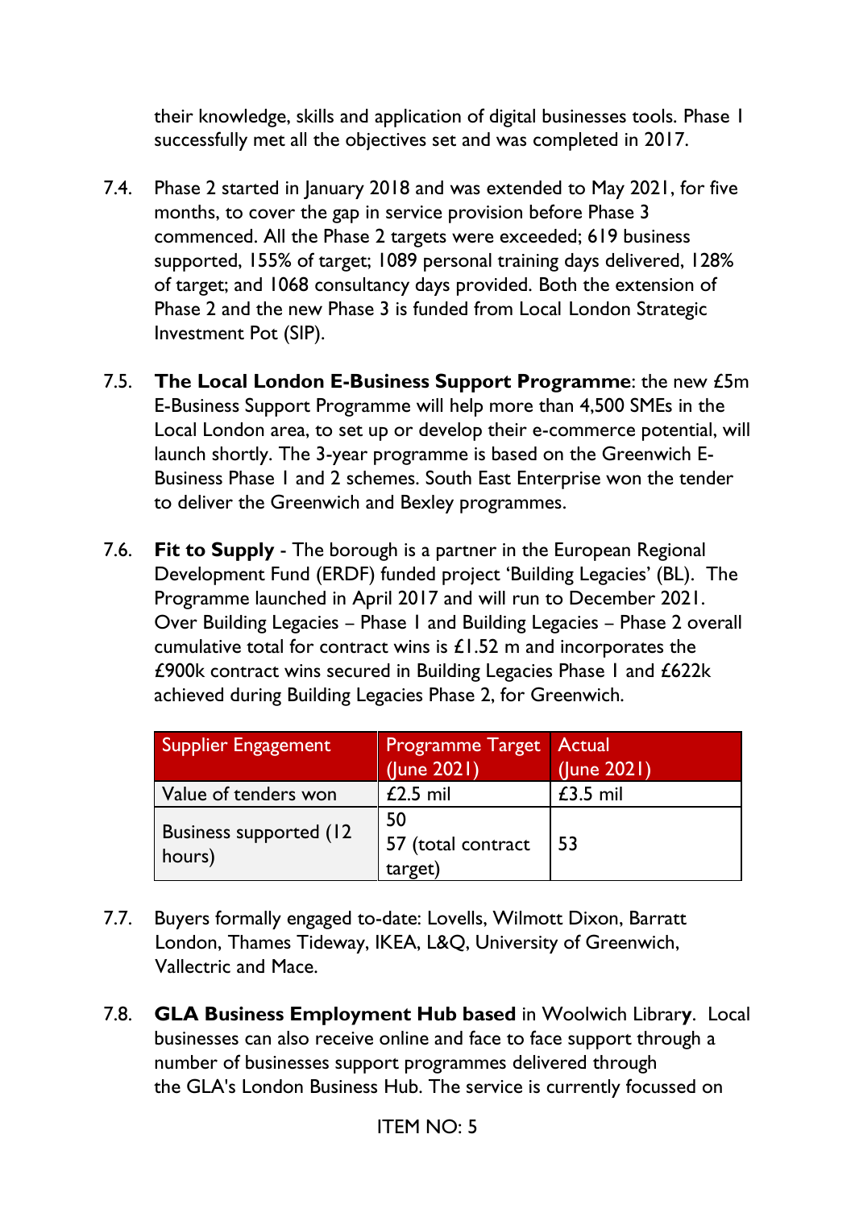their knowledge, skills and application of digital businesses tools. Phase 1 successfully met all the objectives set and was completed in 2017.

7.4. Phase 2 started in January 2018 and was extended to May 2021, for five months, to cover the gap in service provision before Phase 3 commenced. All the Phase 2 targets were exceeded; 619 business supported, 155% of target; 1089 personal training days delivered, 128% of target; and 1068 consultancy days provided. Both the extension of Phase 2 and the new Phase 3 is funded from Local London Strategic Investment Pot (SIP).

7.5. **The Local London E-Business Support Programme**: the new £5m E-Business Support Programme will help more than 4,500 SMEs in the Local London area, to set up or develop their e-commerce potential, will launch shortly. The 3-year programme is based on the Greenwich E-Business Phase 1 and 2 schemes. South East Enterprise won the tender to deliver the Greenwich and Bexley programmes.

7.6. **Fit to Supply** - The borough is a partner in the European Regional Development Fund (ERDF) funded project 'Building Legacies' (BL). The Programme launched in April 2017 and will run to December 2021. Over Building Legacies – Phase 1 and Building Legacies – Phase 2 overall cumulative total for contract wins is £1.52 m and incorporates the £900k contract wins secured in Building Legacies Phase 1 and £622k achieved during Building Legacies Phase 2, for Greenwich.

| Supplier Engagement | Programme Target (June 2021) | Actual (June 2021) |
|---|---|---|
| Value of tenders won | £2.5 mil | £3.5 mil |
| Business supported (12 hours) | 50<br>57 (total contract target) | 53 |

7.7. Buyers formally engaged to-date: Lovells, Wilmott Dixon, Barratt London, Thames Tideway, IKEA, L&Q, University of Greenwich, Vallectric and Mace.

7.8. **GLA Business Employment Hub based** in Woolwich Library. Local businesses can also receive online and face to face support through a number of businesses support programmes delivered through the GLA's London Business Hub. The service is currently focussed on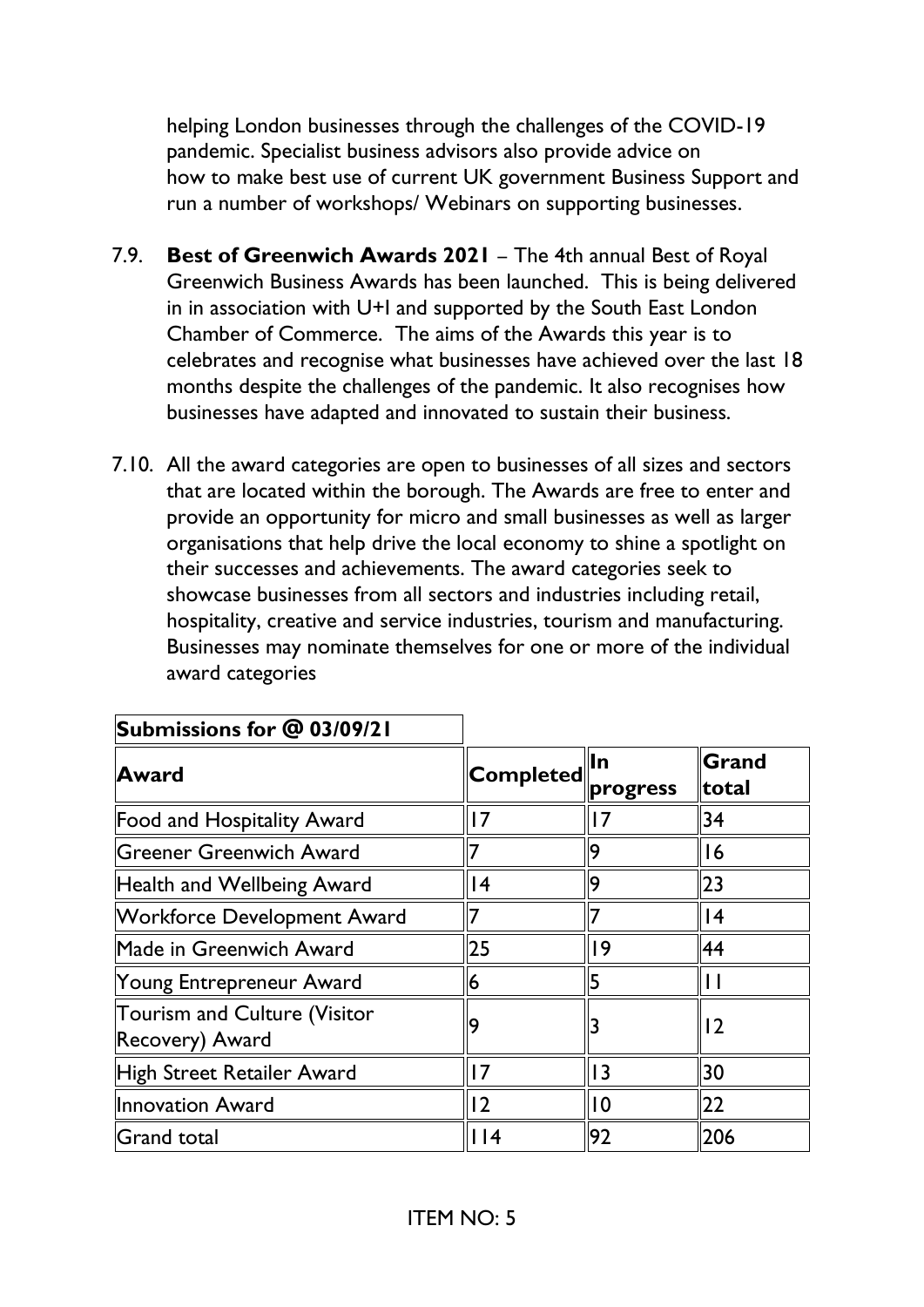helping London businesses through the challenges of the COVID-19 pandemic. Specialist business advisors also provide advice on how to make best use of current UK government Business Support and run a number of workshops/ Webinars on supporting businesses.

7.9. **Best of Greenwich Awards 2021** – The 4th annual Best of Royal Greenwich Business Awards has been launched. This is being delivered in in association with U+I and supported by the South East London Chamber of Commerce. The aims of the Awards this year is to celebrates and recognise what businesses have achieved over the last 18 months despite the challenges of the pandemic. It also recognises how businesses have adapted and innovated to sustain their business.

7.10. All the award categories are open to businesses of all sizes and sectors that are located within the borough. The Awards are free to enter and provide an opportunity for micro and small businesses as well as larger organisations that help drive the local economy to shine a spotlight on their successes and achievements. The award categories seek to showcase businesses from all sectors and industries including retail, hospitality, creative and service industries, tourism and manufacturing. Businesses may nominate themselves for one or more of the individual award categories

**Submissions for @ 03/09/21**

| **Award** | **Completed** | **In progress** | **Grand total** |
|---|---|---|---|
| Food and Hospitality Award | 17 | 17 | 34 |
| Greener Greenwich Award | 7 | 9 | 16 |
| Health and Wellbeing Award | 14 | 9 | 23 |
| Workforce Development Award | 7 | 7 | 14 |
| Made in Greenwich Award | 25 | 19 | 44 |
| Young Entrepreneur Award | 6 | 5 | 11 |
| Tourism and Culture (Visitor Recovery) Award | 9 | 3 | 12 |
| High Street Retailer Award | 17 | 13 | 30 |
| Innovation Award | 12 | 10 | 22 |
| Grand total | 114 | 92 | 206 |

ITEM NO: 5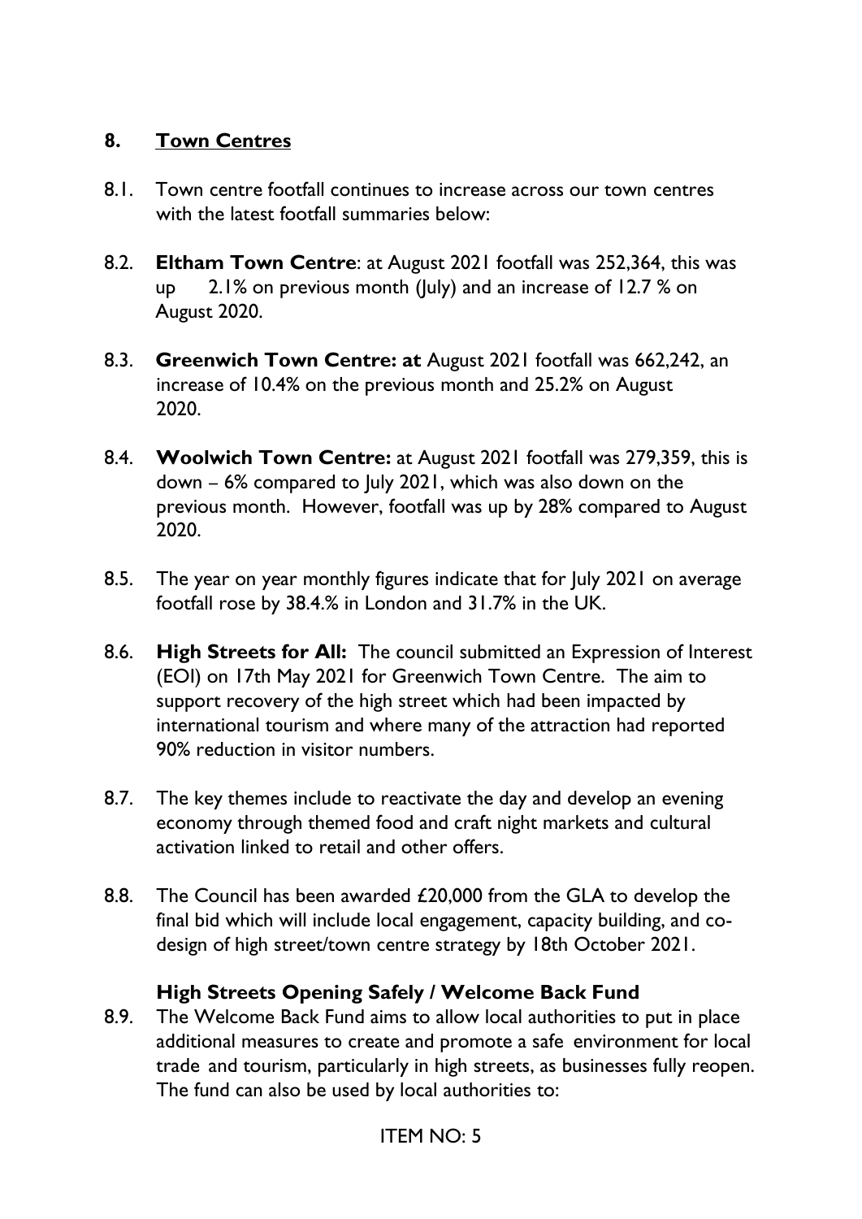## 8. Town Centres

8.1. Town centre footfall continues to increase across our town centres with the latest footfall summaries below:

8.2. **Eltham Town Centre**: at August 2021 footfall was 252,364, this was up 2.1% on previous month (July) and an increase of 12.7 % on August 2020.

8.3. **Greenwich Town Centre: at** August 2021 footfall was 662,242, an increase of 10.4% on the previous month and 25.2% on August 2020.

8.4. **Woolwich Town Centre:** at August 2021 footfall was 279,359, this is down – 6% compared to July 2021, which was also down on the previous month. However, footfall was up by 28% compared to August 2020.

8.5. The year on year monthly figures indicate that for July 2021 on average footfall rose by 38.4.% in London and 31.7% in the UK.

8.6. **High Streets for All:** The council submitted an Expression of Interest (EOI) on 17th May 2021 for Greenwich Town Centre. The aim to support recovery of the high street which had been impacted by international tourism and where many of the attraction had reported 90% reduction in visitor numbers.

8.7. The key themes include to reactivate the day and develop an evening economy through themed food and craft night markets and cultural activation linked to retail and other offers.

8.8. The Council has been awarded £20,000 from the GLA to develop the final bid which will include local engagement, capacity building, and co-design of high street/town centre strategy by 18th October 2021.

### High Streets Opening Safely / Welcome Back Fund

8.9. The Welcome Back Fund aims to allow local authorities to put in place additional measures to create and promote a safe environment for local trade and tourism, particularly in high streets, as businesses fully reopen. The fund can also be used by local authorities to:

ITEM NO: 5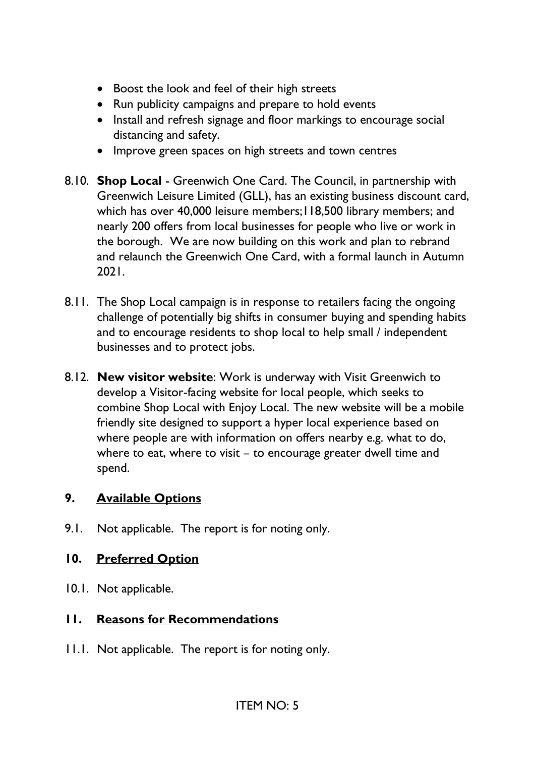- Boost the look and feel of their high streets
- Run publicity campaigns and prepare to hold events
- Install and refresh signage and floor markings to encourage social distancing and safety.
- Improve green spaces on high streets and town centres

8.10. **Shop Local** - Greenwich One Card. The Council, in partnership with Greenwich Leisure Limited (GLL), has an existing business discount card, which has over 40,000 leisure members;118,500 library members; and nearly 200 offers from local businesses for people who live or work in the borough. We are now building on this work and plan to rebrand and relaunch the Greenwich One Card, with a formal launch in Autumn 2021.

8.11. The Shop Local campaign is in response to retailers facing the ongoing challenge of potentially big shifts in consumer buying and spending habits and to encourage residents to shop local to help small / independent businesses and to protect jobs.

8.12. **New visitor website**: Work is underway with Visit Greenwich to develop a Visitor-facing website for local people, which seeks to combine Shop Local with Enjoy Local. The new website will be a mobile friendly site designed to support a hyper local experience based on where people are with information on offers nearby e.g. what to do, where to eat, where to visit – to encourage greater dwell time and spend.

## 9. Available Options

9.1. Not applicable. The report is for noting only.

## 10. Preferred Option

10.1. Not applicable.

## 11. Reasons for Recommendations

11.1. Not applicable. The report is for noting only.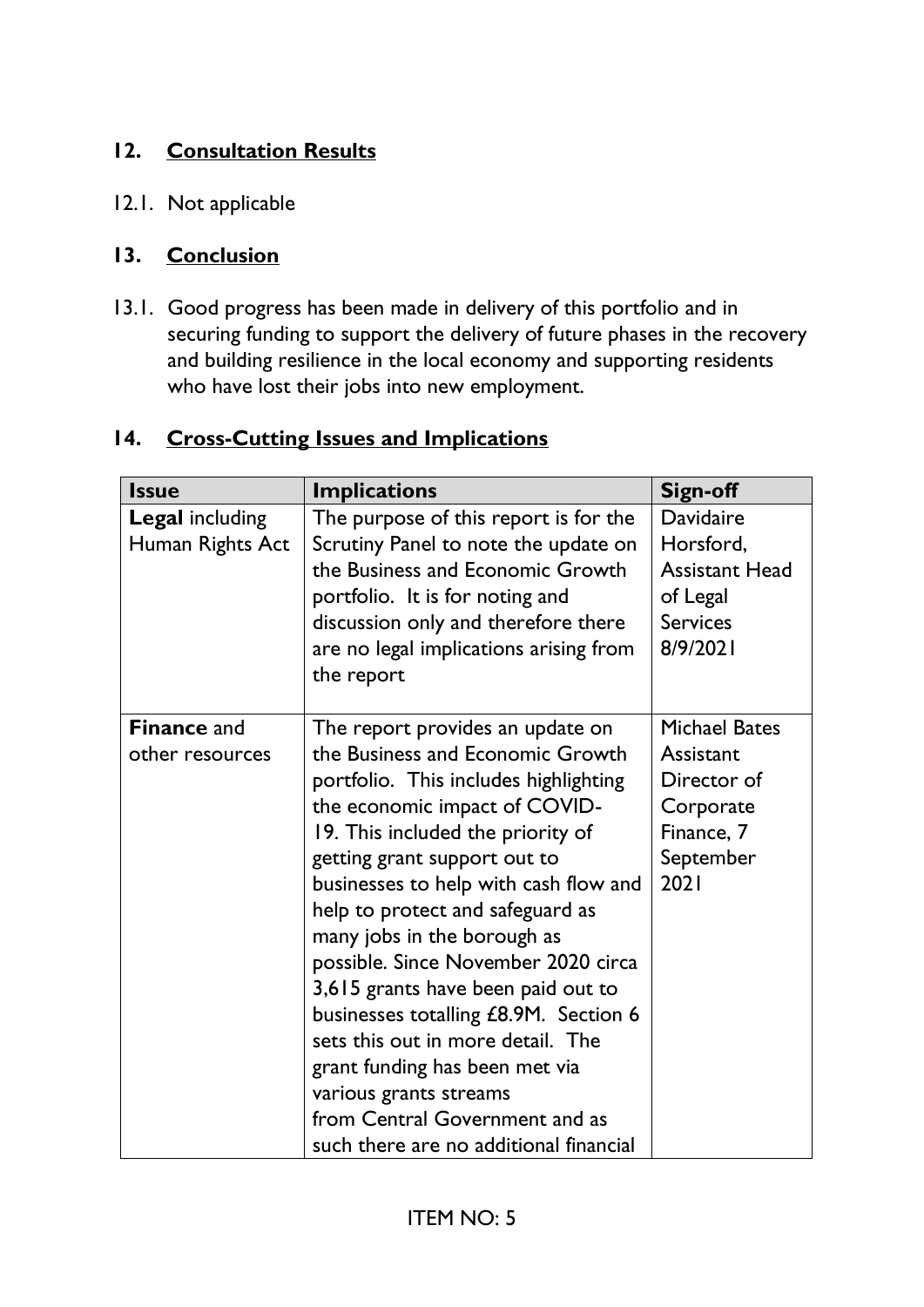## 12. Consultation Results

12.1. Not applicable

## 13. Conclusion

13.1. Good progress has been made in delivery of this portfolio and in securing funding to support the delivery of future phases in the recovery and building resilience in the local economy and supporting residents who have lost their jobs into new employment.

## 14. Cross-Cutting Issues and Implications

| Issue | Implications | Sign-off |
|---|---|---|
| **Legal** including Human Rights Act | The purpose of this report is for the Scrutiny Panel to note the update on the Business and Economic Growth portfolio. It is for noting and discussion only and therefore there are no legal implications arising from the report | Davidaire Horsford, Assistant Head of Legal Services 8/9/2021 |
| **Finance** and other resources | The report provides an update on the Business and Economic Growth portfolio. This includes highlighting the economic impact of COVID-19. This included the priority of getting grant support out to businesses to help with cash flow and help to protect and safeguard as many jobs in the borough as possible. Since November 2020 circa 3,615 grants have been paid out to businesses totalling £8.9M. Section 6 sets this out in more detail. The grant funding has been met via various grants streams from Central Government and as such there are no additional financial | Michael Bates Assistant Director of Corporate Finance, 7 September 2021 |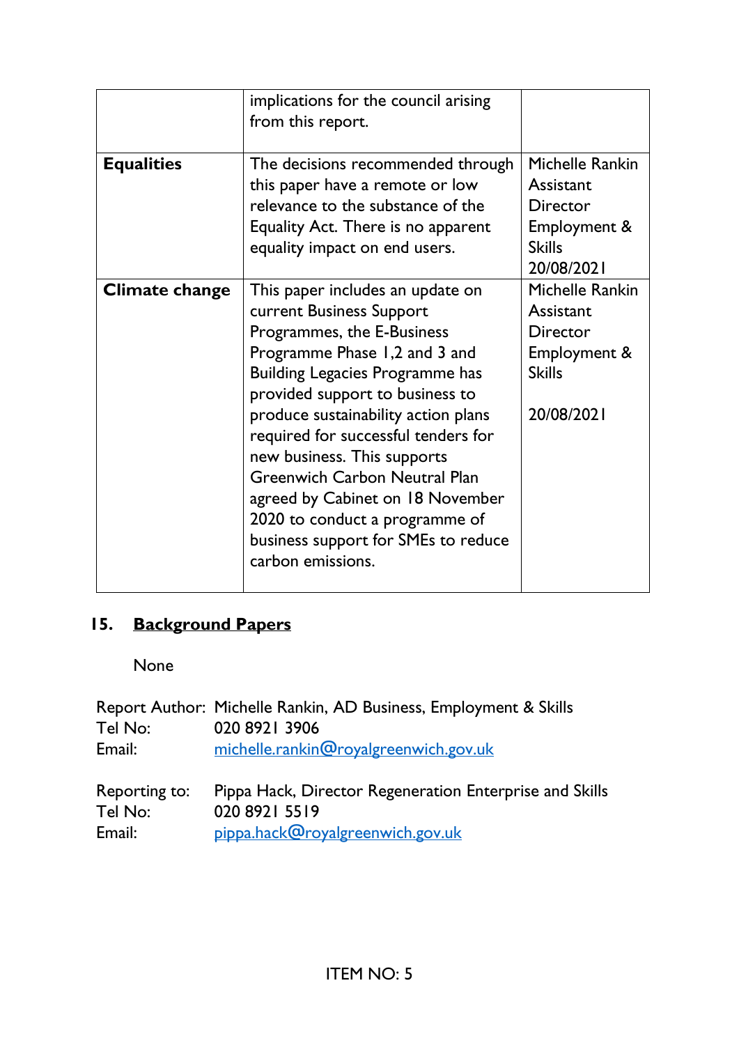| | | |
|---|---|---|
| | implications for the council arising from this report. | |
| **Equalities** | The decisions recommended through this paper have a remote or low relevance to the substance of the Equality Act. There is no apparent equality impact on end users. | Michelle Rankin Assistant Director Employment & Skills 20/08/2021 |
| **Climate change** | This paper includes an update on current Business Support Programmes, the E-Business Programme Phase 1,2 and 3 and Building Legacies Programme has provided support to business to produce sustainability action plans required for successful tenders for new business. This supports Greenwich Carbon Neutral Plan agreed by Cabinet on 18 November 2020 to conduct a programme of business support for SMEs to reduce carbon emissions. | Michelle Rankin Assistant Director Employment & Skills<br><br>20/08/2021 |

## 15. Background Papers

None

Report Author: Michelle Rankin, AD Business, Employment & Skills
Tel No: 020 8921 3906
Email: michelle.rankin@royalgreenwich.gov.uk

Reporting to: Pippa Hack, Director Regeneration Enterprise and Skills
Tel No: 020 8921 5519
Email: pippa.hack@royalgreenwich.gov.uk

ITEM NO: 5